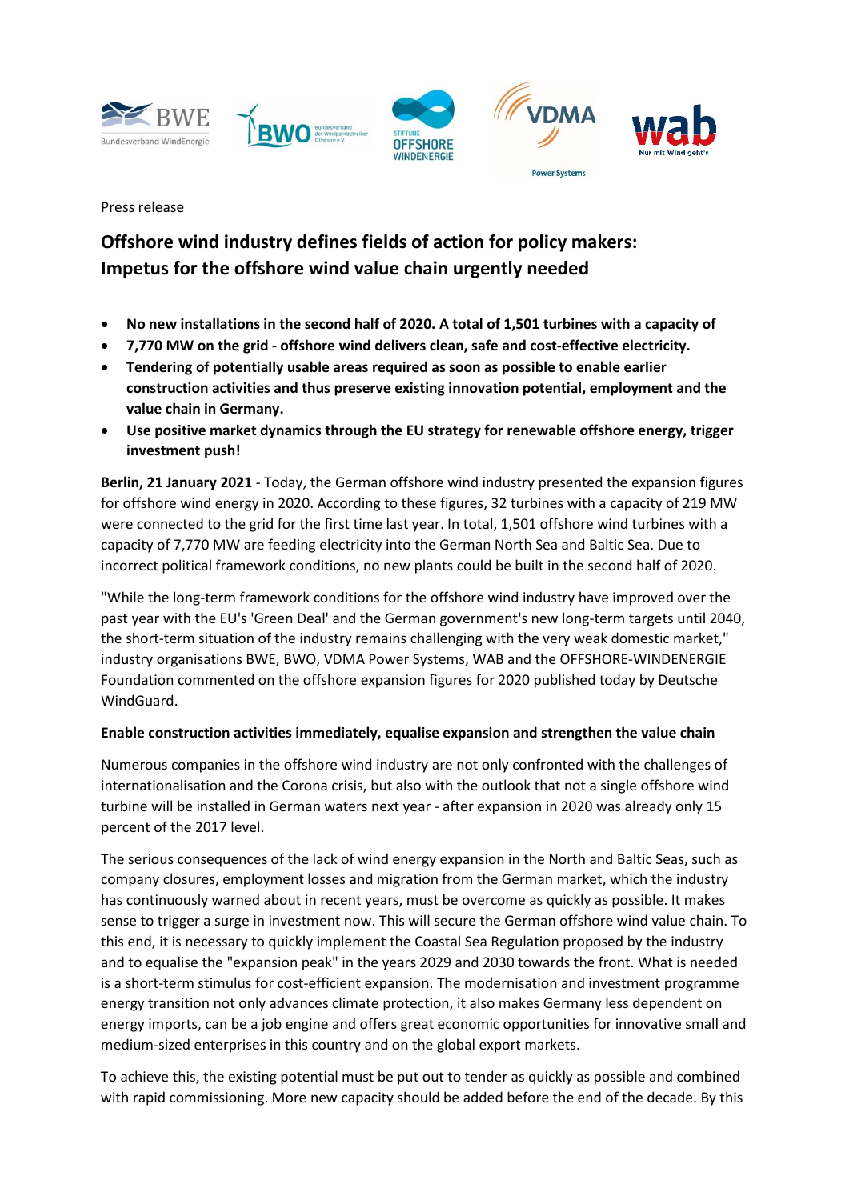Press release

# Offshore wind industry defines fields of action for policy makers: Impetus for the offshore wind value chain urgently needed

- **No new installations in the second half of 2020. A total of 1,501 turbines with a capacity of**
- **7,770 MW on the grid - offshore wind delivers clean, safe and cost-effective electricity.**
- **Tendering of potentially usable areas required as soon as possible to enable earlier construction activities and thus preserve existing innovation potential, employment and the value chain in Germany.**
- **Use positive market dynamics through the EU strategy for renewable offshore energy, trigger investment push!**

**Berlin, 21 January 2021** - Today, the German offshore wind industry presented the expansion figures for offshore wind energy in 2020. According to these figures, 32 turbines with a capacity of 219 MW were connected to the grid for the first time last year. In total, 1,501 offshore wind turbines with a capacity of 7,770 MW are feeding electricity into the German North Sea and Baltic Sea. Due to incorrect political framework conditions, no new plants could be built in the second half of 2020.

"While the long-term framework conditions for the offshore wind industry have improved over the past year with the EU's 'Green Deal' and the German government's new long-term targets until 2040, the short-term situation of the industry remains challenging with the very weak domestic market," industry organisations BWE, BWO, VDMA Power Systems, WAB and the OFFSHORE-WINDENERGIE Foundation commented on the offshore expansion figures for 2020 published today by Deutsche WindGuard.

**Enable construction activities immediately, equalise expansion and strengthen the value chain**

Numerous companies in the offshore wind industry are not only confronted with the challenges of internationalisation and the Corona crisis, but also with the outlook that not a single offshore wind turbine will be installed in German waters next year - after expansion in 2020 was already only 15 percent of the 2017 level.

The serious consequences of the lack of wind energy expansion in the North and Baltic Seas, such as company closures, employment losses and migration from the German market, which the industry has continuously warned about in recent years, must be overcome as quickly as possible. It makes sense to trigger a surge in investment now. This will secure the German offshore wind value chain. To this end, it is necessary to quickly implement the Coastal Sea Regulation proposed by the industry and to equalise the "expansion peak" in the years 2029 and 2030 towards the front. What is needed is a short-term stimulus for cost-efficient expansion. The modernisation and investment programme energy transition not only advances climate protection, it also makes Germany less dependent on energy imports, can be a job engine and offers great economic opportunities for innovative small and medium-sized enterprises in this country and on the global export markets.

To achieve this, the existing potential must be put out to tender as quickly as possible and combined with rapid commissioning. More new capacity should be added before the end of the decade. By this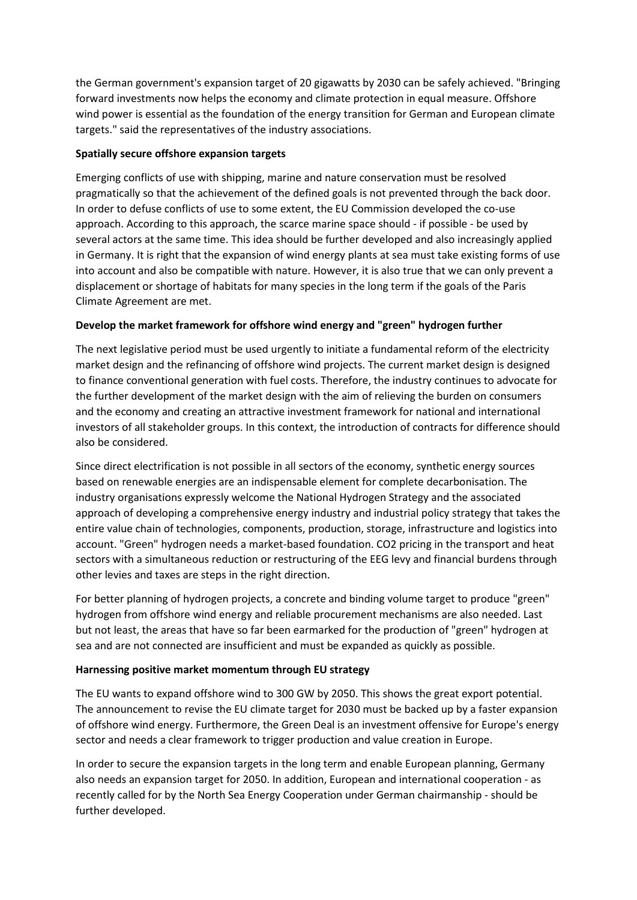the German government's expansion target of 20 gigawatts by 2030 can be safely achieved. "Bringing forward investments now helps the economy and climate protection in equal measure. Offshore wind power is essential as the foundation of the energy transition for German and European climate targets." said the representatives of the industry associations.

**Spatially secure offshore expansion targets**

Emerging conflicts of use with shipping, marine and nature conservation must be resolved pragmatically so that the achievement of the defined goals is not prevented through the back door. In order to defuse conflicts of use to some extent, the EU Commission developed the co-use approach. According to this approach, the scarce marine space should - if possible - be used by several actors at the same time. This idea should be further developed and also increasingly applied in Germany. It is right that the expansion of wind energy plants at sea must take existing forms of use into account and also be compatible with nature. However, it is also true that we can only prevent a displacement or shortage of habitats for many species in the long term if the goals of the Paris Climate Agreement are met.

**Develop the market framework for offshore wind energy and "green" hydrogen further**

The next legislative period must be used urgently to initiate a fundamental reform of the electricity market design and the refinancing of offshore wind projects. The current market design is designed to finance conventional generation with fuel costs. Therefore, the industry continues to advocate for the further development of the market design with the aim of relieving the burden on consumers and the economy and creating an attractive investment framework for national and international investors of all stakeholder groups. In this context, the introduction of contracts for difference should also be considered.

Since direct electrification is not possible in all sectors of the economy, synthetic energy sources based on renewable energies are an indispensable element for complete decarbonisation. The industry organisations expressly welcome the National Hydrogen Strategy and the associated approach of developing a comprehensive energy industry and industrial policy strategy that takes the entire value chain of technologies, components, production, storage, infrastructure and logistics into account. "Green" hydrogen needs a market-based foundation. $CO_2$ pricing in the transport and heat sectors with a simultaneous reduction or restructuring of the EEG levy and financial burdens through other levies and taxes are steps in the right direction.

For better planning of hydrogen projects, a concrete and binding volume target to produce "green" hydrogen from offshore wind energy and reliable procurement mechanisms are also needed. Last but not least, the areas that have so far been earmarked for the production of "green" hydrogen at sea and are not connected are insufficient and must be expanded as quickly as possible.

**Harnessing positive market momentum through EU strategy**

The EU wants to expand offshore wind to 300 GW by 2050. This shows the great export potential. The announcement to revise the EU climate target for 2030 must be backed up by a faster expansion of offshore wind energy. Furthermore, the Green Deal is an investment offensive for Europe's energy sector and needs a clear framework to trigger production and value creation in Europe.

In order to secure the expansion targets in the long term and enable European planning, Germany also needs an expansion target for 2050. In addition, European and international cooperation - as recently called for by the North Sea Energy Cooperation under German chairmanship - should be further developed.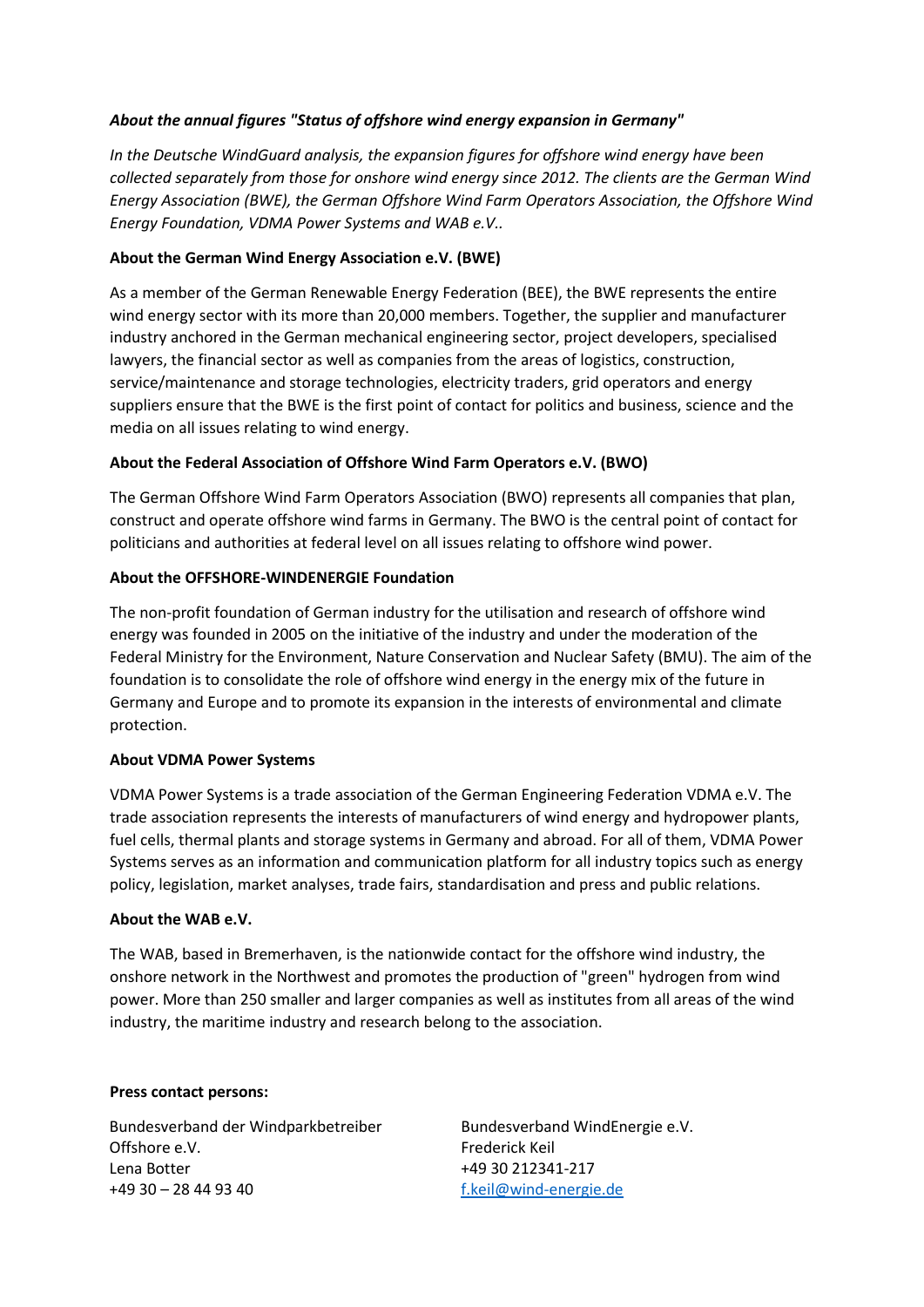***About the annual figures "Status of offshore wind energy expansion in Germany"***

*In the Deutsche WindGuard analysis, the expansion figures for offshore wind energy have been collected separately from those for onshore wind energy since 2012. The clients are the German Wind Energy Association (BWE), the German Offshore Wind Farm Operators Association, the Offshore Wind Energy Foundation, VDMA Power Systems and WAB e.V..*

**About the German Wind Energy Association e.V. (BWE)**

As a member of the German Renewable Energy Federation (BEE), the BWE represents the entire wind energy sector with its more than 20,000 members. Together, the supplier and manufacturer industry anchored in the German mechanical engineering sector, project developers, specialised lawyers, the financial sector as well as companies from the areas of logistics, construction, service/maintenance and storage technologies, electricity traders, grid operators and energy suppliers ensure that the BWE is the first point of contact for politics and business, science and the media on all issues relating to wind energy.

**About the Federal Association of Offshore Wind Farm Operators e.V. (BWO)**

The German Offshore Wind Farm Operators Association (BWO) represents all companies that plan, construct and operate offshore wind farms in Germany. The BWO is the central point of contact for politicians and authorities at federal level on all issues relating to offshore wind power.

**About the OFFSHORE-WINDENERGIE Foundation**

The non-profit foundation of German industry for the utilisation and research of offshore wind energy was founded in 2005 on the initiative of the industry and under the moderation of the Federal Ministry for the Environment, Nature Conservation and Nuclear Safety (BMU). The aim of the foundation is to consolidate the role of offshore wind energy in the energy mix of the future in Germany and Europe and to promote its expansion in the interests of environmental and climate protection.

**About VDMA Power Systems**

VDMA Power Systems is a trade association of the German Engineering Federation VDMA e.V. The trade association represents the interests of manufacturers of wind energy and hydropower plants, fuel cells, thermal plants and storage systems in Germany and abroad. For all of them, VDMA Power Systems serves as an information and communication platform for all industry topics such as energy policy, legislation, market analyses, trade fairs, standardisation and press and public relations.

**About the WAB e.V.**

The WAB, based in Bremerhaven, is the nationwide contact for the offshore wind industry, the onshore network in the Northwest and promotes the production of "green" hydrogen from wind power. More than 250 smaller and larger companies as well as institutes from all areas of the wind industry, the maritime industry and research belong to the association.

**Press contact persons:**

Bundesverband der Windparkbetreiber Offshore e.V.
Lena Botter
+49 30 – 28 44 93 40

Bundesverband WindEnergie e.V.
Frederick Keil
+49 30 212341-217
f.keil@wind-energie.de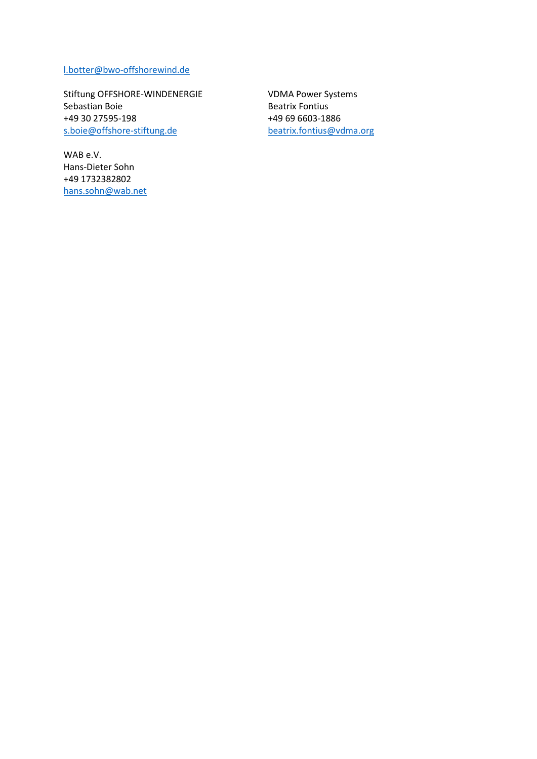l.botter@bwo-offshorewind.de

Stiftung OFFSHORE-WINDENERGIE
Sebastian Boie
+49 30 27595-198
s.boie@offshore-stiftung.de

VDMA Power Systems
Beatrix Fontius
+49 69 6603-1886
beatrix.fontius@vdma.org

WAB e.V.
Hans-Dieter Sohn
+49 1732382802
hans.sohn@wab.net